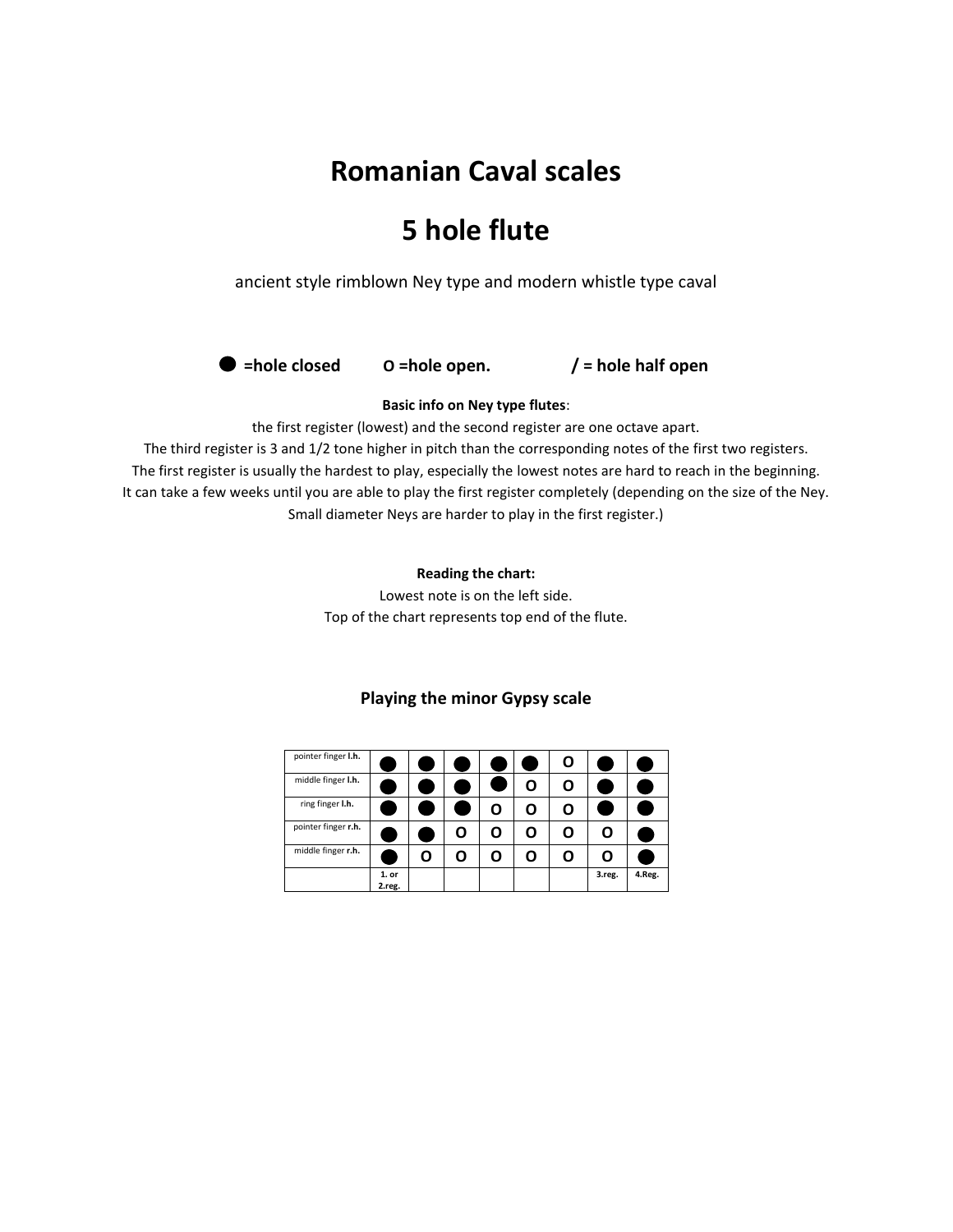# Romanian Caval scales

# 5 hole flute

ancient style rimblown Ney type and modern whistle type caval

**● =hole closed  O =hole open.  / = hole half open**

**Basic info on Ney type flutes**:

the first register (lowest) and the second register are one octave apart.
The third register is 3 and 1/2 tone higher in pitch than the corresponding notes of the first two registers.
The first register is usually the hardest to play, especially the lowest notes are hard to reach in the beginning.
It can take a few weeks until you are able to play the first register completely (depending on the size of the Ney.
Small diameter Neys are harder to play in the first register.)

**Reading the chart:**

Lowest note is on the left side.
Top of the chart represents top end of the flute.

### Playing the minor Gypsy scale

| | | | | | | | | |
|---|---|---|---|---|---|---|---|---|
| pointer finger **l.h.** | ● | ● | ● | ● | ● | O | ● | ● |
| middle finger **l.h.** | ● | ● | ● | ● | O | O | ● | ● |
| ring finger **l.h.** | ● | ● | ● | O | O | O | ● | ● |
| pointer finger **r.h.** | ● | ● | O | O | O | O | O | ● |
| middle finger **r.h.** | ● | O | O | O | O | O | O | ● |
| | **1. or 2.reg.** | | | | | | **3.reg.** | **4.Reg.** |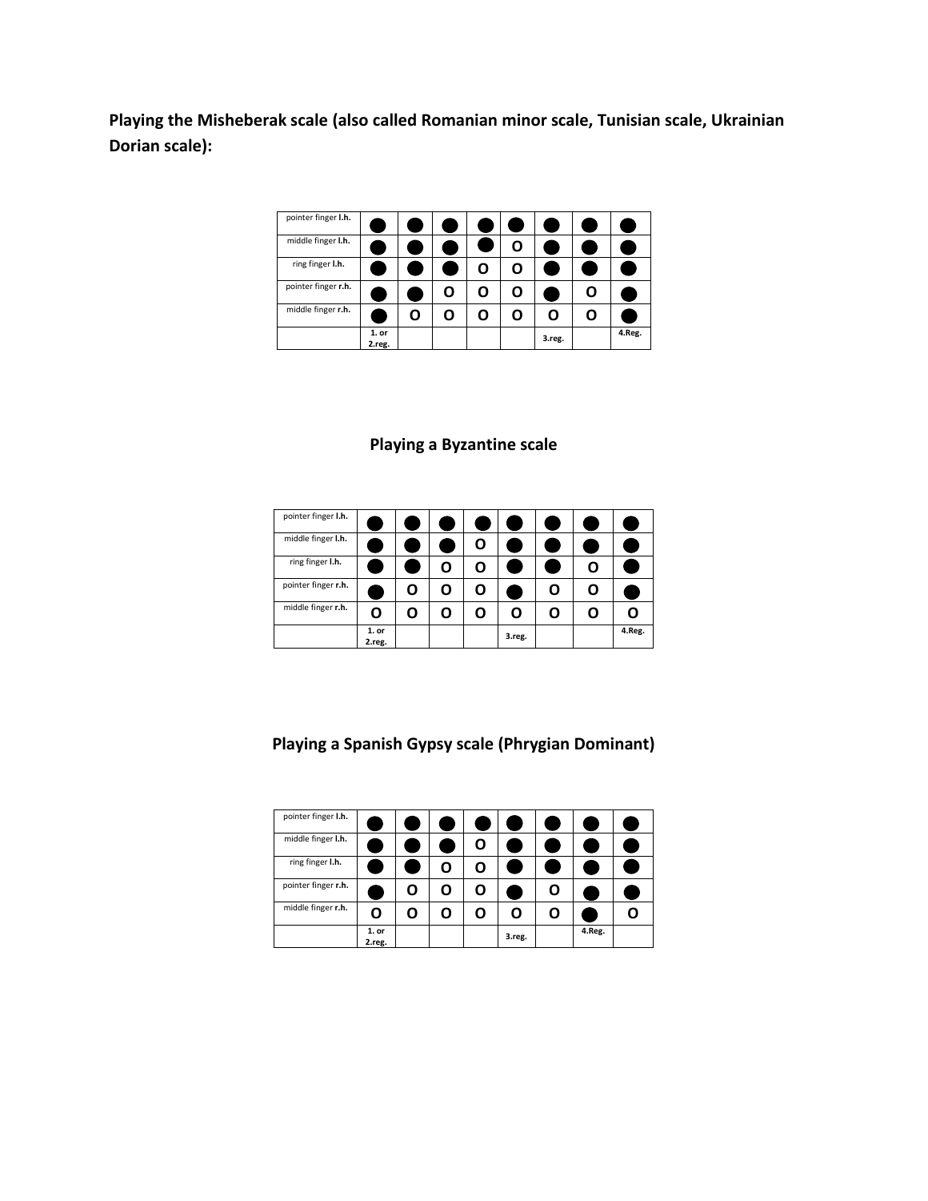**Playing the Misheberak scale (also called Romanian minor scale, Tunisian scale, Ukrainian Dorian scale):**

| | | | | | | | | |
|---|---|---|---|---|---|---|---|---|
| pointer finger **l.h.** | ● | ● | ● | ● | ● | ● | ● | ● |
| middle finger **l.h.** | ● | ● | ● | ● | O | ● | ● | ● |
| ring finger **l.h.** | ● | ● | ● | O | O | ● | ● | ● |
| pointer finger **r.h.** | ● | ● | O | O | O | ● | O | ● |
| middle finger **r.h.** | ● | O | O | O | O | O | O | ● |
| | **1. or 2.reg.** | | | | | **3.reg.** | | **4.Reg.** |

## Playing a Byzantine scale

| | | | | | | | | |
|---|---|---|---|---|---|---|---|---|
| pointer finger **l.h.** | ● | ● | ● | ● | ● | ● | ● | ● |
| middle finger **l.h.** | ● | ● | ● | O | ● | ● | ● | ● |
| ring finger **l.h.** | ● | ● | O | O | ● | ● | O | ● |
| pointer finger **r.h.** | ● | O | O | O | ● | O | O | ● |
| middle finger **r.h.** | O | O | O | O | O | O | O | O |
| | **1. or 2.reg.** | | | | **3.reg.** | | | **4.Reg.** |

## Playing a Spanish Gypsy scale (Phrygian Dominant)

| | | | | | | | | |
|---|---|---|---|---|---|---|---|---|
| pointer finger **l.h.** | ● | ● | ● | ● | ● | ● | ● | ● |
| middle finger **l.h.** | ● | ● | ● | O | ● | ● | ● | ● |
| ring finger **l.h.** | ● | ● | O | O | ● | ● | ● | ● |
| pointer finger **r.h.** | ● | O | O | O | ● | O | ● | ● |
| middle finger **r.h.** | O | O | O | O | O | O | ● | O |
| | **1. or 2.reg.** | | | | **3.reg.** | | **4.Reg.** | |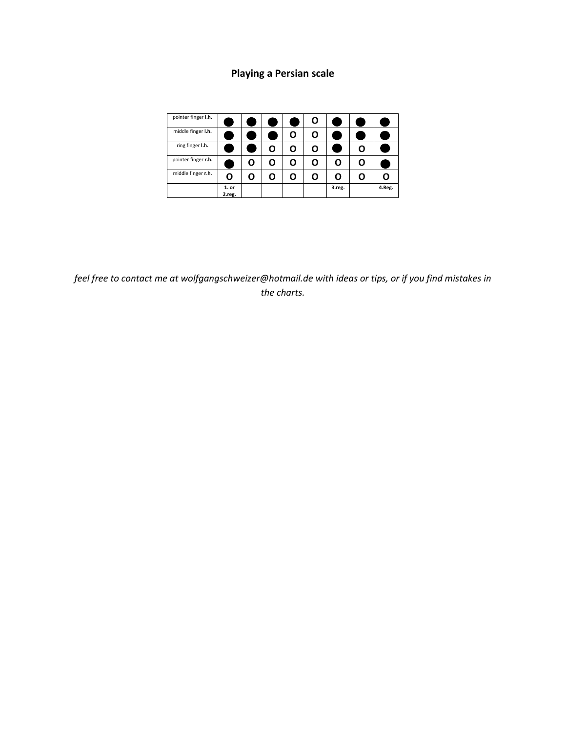## Playing a Persian scale

| | | | | | | | | |
|---|---|---|---|---|---|---|---|---|
| pointer finger **l.h.** | ● | ● | ● | ● | O | ● | ● | ● |
| middle finger **l.h.** | ● | ● | ● | O | O | ● | ● | ● |
| ring finger **l.h.** | ● | ● | O | O | O | ● | O | ● |
| pointer finger **r.h.** | ● | O | O | O | O | O | O | ● |
| middle finger **r.h.** | O | O | O | O | O | O | O | O |
| | **1. or 2.reg.** | | | | | **3.reg.** | | **4.Reg.** |

*feel free to contact me at wolfgangschweizer@hotmail.de with ideas or tips, or if you find mistakes in the charts.*